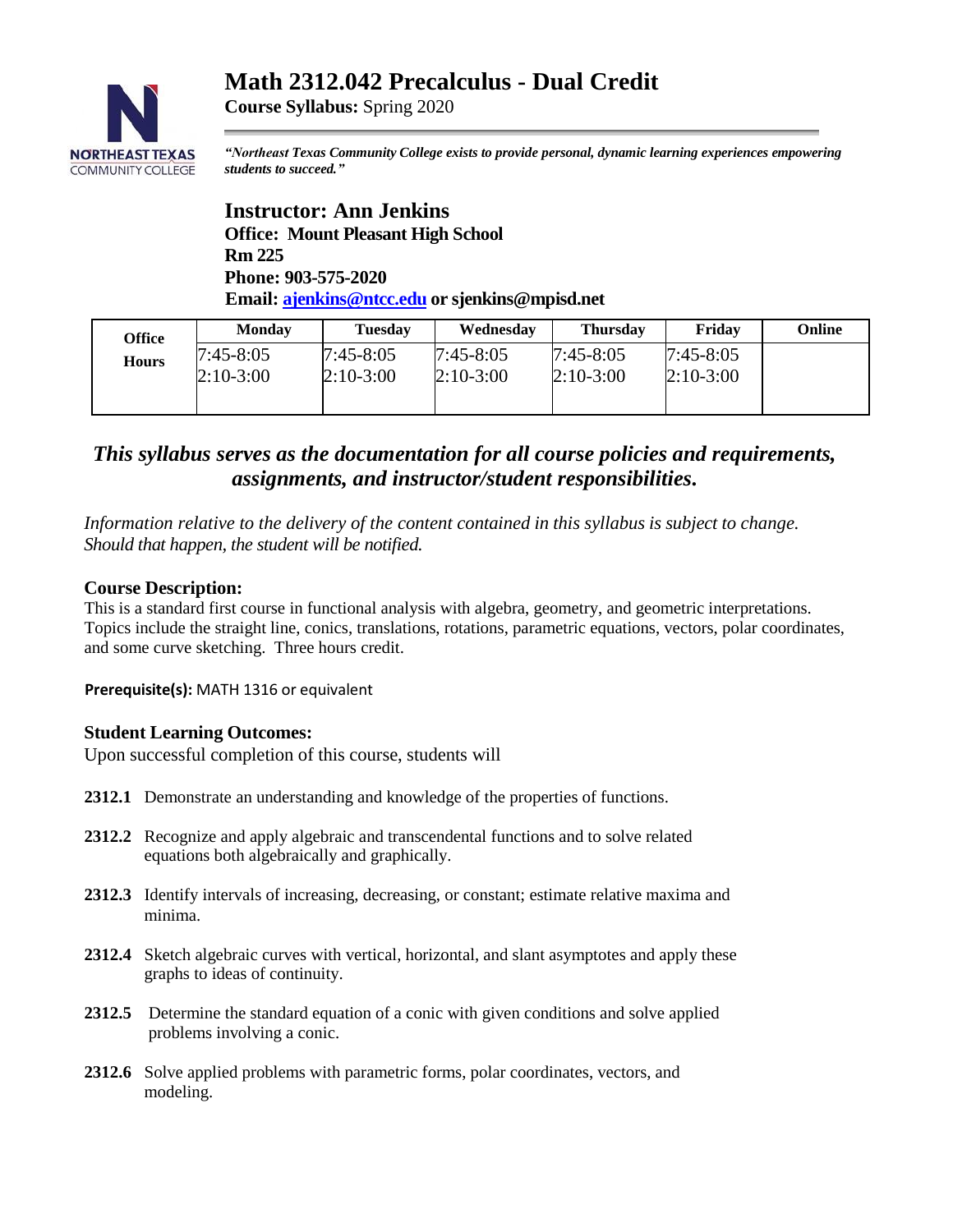# Math 2312.042 Precalculus - Dual Credit

**Course Syllabus:** Spring 2020

***"Northeast Texas Community College exists to provide personal, dynamic learning experiences empowering students to succeed."***

## Instructor: Ann Jenkins

**Office: Mount Pleasant High School**
**Rm 225**
**Phone: 903-575-2020**
**Email: ajenkins@ntcc.edu or sjenkins@mpisd.net**

| Office Hours | Monday | Tuesday | Wednesday | Thursday | Friday | Online |
|---|---|---|---|---|---|---|
| | 7:45-8:05<br>2:10-3:00 | 7:45-8:05<br>2:10-3:00 | 7:45-8:05<br>2:10-3:00 | 7:45-8:05<br>2:10-3:00 | 7:45-8:05<br>2:10-3:00 | |

***This syllabus serves as the documentation for all course policies and requirements, assignments, and instructor/student responsibilities.***

*Information relative to the delivery of the content contained in this syllabus is subject to change. Should that happen, the student will be notified.*

### Course Description:

This is a standard first course in functional analysis with algebra, geometry, and geometric interpretations. Topics include the straight line, conics, translations, rotations, parametric equations, vectors, polar coordinates, and some curve sketching. Three hours credit.

**Prerequisite(s):** MATH 1316 or equivalent

### Student Learning Outcomes:

Upon successful completion of this course, students will

**2312.1** Demonstrate an understanding and knowledge of the properties of functions.

**2312.2** Recognize and apply algebraic and transcendental functions and to solve related equations both algebraically and graphically.

**2312.3** Identify intervals of increasing, decreasing, or constant; estimate relative maxima and minima.

**2312.4** Sketch algebraic curves with vertical, horizontal, and slant asymptotes and apply these graphs to ideas of continuity.

**2312.5** Determine the standard equation of a conic with given conditions and solve applied problems involving a conic.

**2312.6** Solve applied problems with parametric forms, polar coordinates, vectors, and modeling.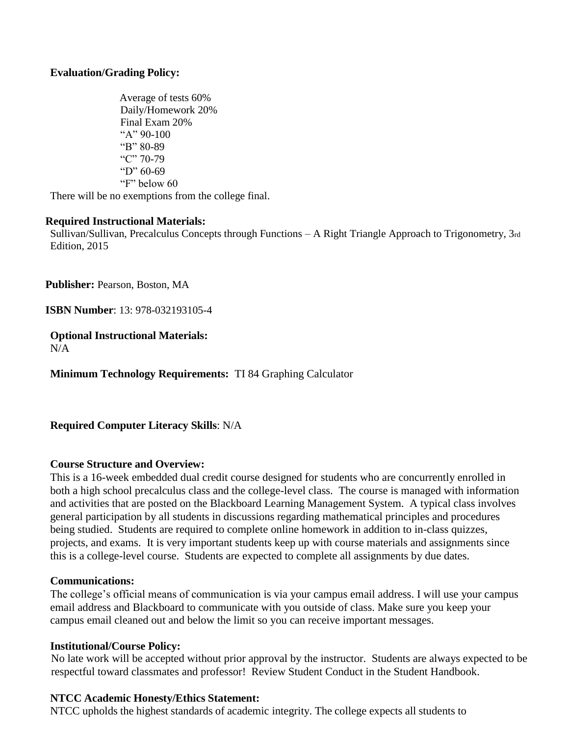**Evaluation/Grading Policy:**

Average of tests 60%
Daily/Homework 20%
Final Exam 20%
"A" 90-100
"B" 80-89
"C" 70-79
"D" 60-69
"F" below 60

There will be no exemptions from the college final.

**Required Instructional Materials:**
Sullivan/Sullivan, Precalculus Concepts through Functions – A Right Triangle Approach to Trigonometry, 3rd Edition, 2015

**Publisher:** Pearson, Boston, MA

**ISBN Number**: 13: 978-032193105-4

**Optional Instructional Materials:**
N/A

**Minimum Technology Requirements:** TI 84 Graphing Calculator

**Required Computer Literacy Skills**: N/A

**Course Structure and Overview:**
This is a 16-week embedded dual credit course designed for students who are concurrently enrolled in both a high school precalculus class and the college-level class. The course is managed with information and activities that are posted on the Blackboard Learning Management System. A typical class involves general participation by all students in discussions regarding mathematical principles and procedures being studied. Students are required to complete online homework in addition to in-class quizzes, projects, and exams. It is very important students keep up with course materials and assignments since this is a college-level course. Students are expected to complete all assignments by due dates.

**Communications:**
The college's official means of communication is via your campus email address. I will use your campus email address and Blackboard to communicate with you outside of class. Make sure you keep your campus email cleaned out and below the limit so you can receive important messages.

**Institutional/Course Policy:**
No late work will be accepted without prior approval by the instructor. Students are always expected to be respectful toward classmates and professor! Review Student Conduct in the Student Handbook.

**NTCC Academic Honesty/Ethics Statement:**
NTCC upholds the highest standards of academic integrity. The college expects all students to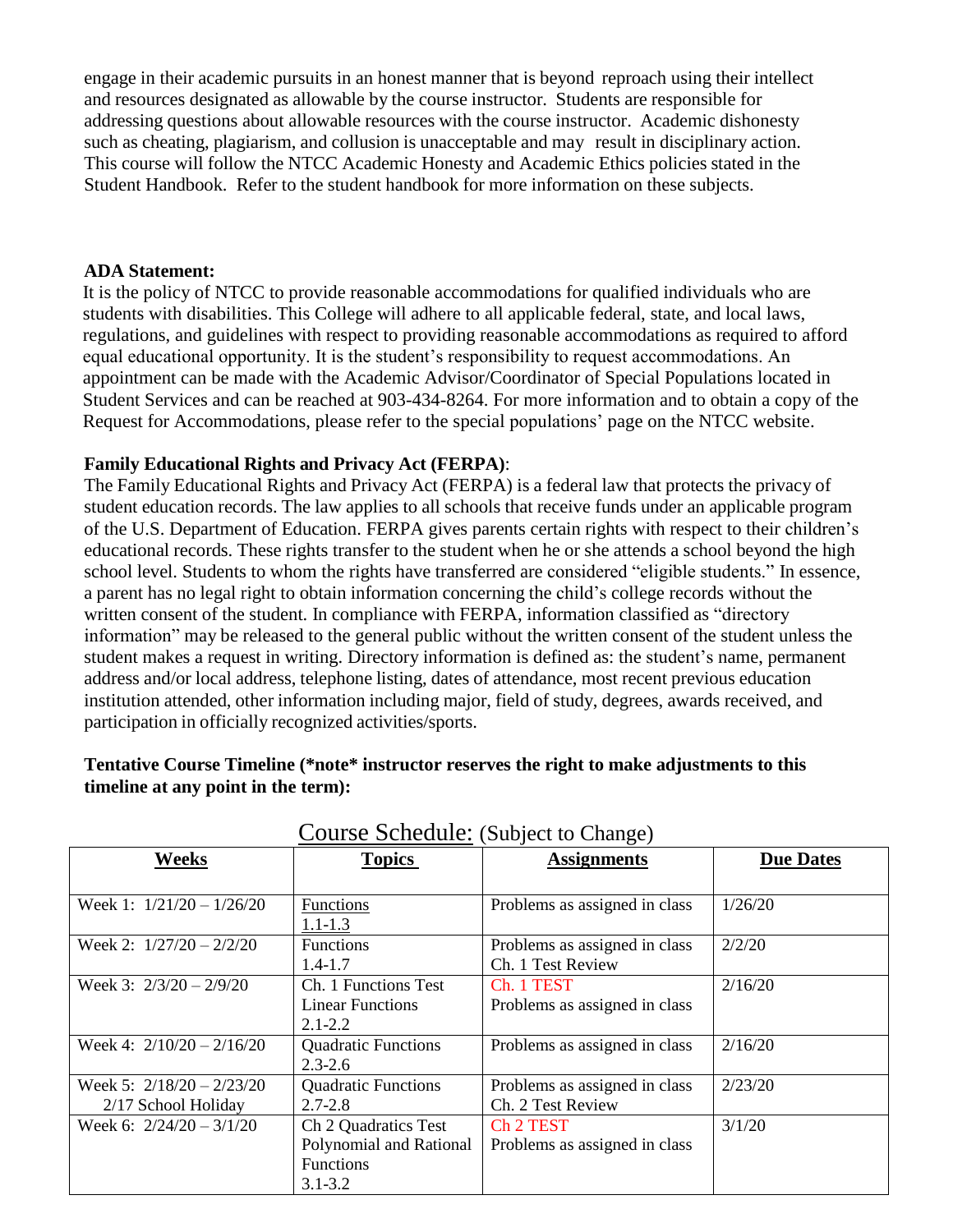engage in their academic pursuits in an honest manner that is beyond reproach using their intellect and resources designated as allowable by the course instructor. Students are responsible for addressing questions about allowable resources with the course instructor. Academic dishonesty such as cheating, plagiarism, and collusion is unacceptable and may result in disciplinary action. This course will follow the NTCC Academic Honesty and Academic Ethics policies stated in the Student Handbook. Refer to the student handbook for more information on these subjects.

**ADA Statement:**

It is the policy of NTCC to provide reasonable accommodations for qualified individuals who are students with disabilities. This College will adhere to all applicable federal, state, and local laws, regulations, and guidelines with respect to providing reasonable accommodations as required to afford equal educational opportunity. It is the student's responsibility to request accommodations. An appointment can be made with the Academic Advisor/Coordinator of Special Populations located in Student Services and can be reached at 903-434-8264. For more information and to obtain a copy of the Request for Accommodations, please refer to the special populations' page on the NTCC website.

**Family Educational Rights and Privacy Act (FERPA)**:

The Family Educational Rights and Privacy Act (FERPA) is a federal law that protects the privacy of student education records. The law applies to all schools that receive funds under an applicable program of the U.S. Department of Education. FERPA gives parents certain rights with respect to their children's educational records. These rights transfer to the student when he or she attends a school beyond the high school level. Students to whom the rights have transferred are considered "eligible students." In essence, a parent has no legal right to obtain information concerning the child's college records without the written consent of the student. In compliance with FERPA, information classified as "directory information" may be released to the general public without the written consent of the student unless the student makes a request in writing. Directory information is defined as: the student's name, permanent address and/or local address, telephone listing, dates of attendance, most recent previous education institution attended, other information including major, field of study, degrees, awards received, and participation in officially recognized activities/sports.

**Tentative Course Timeline (\*note\* instructor reserves the right to make adjustments to this timeline at any point in the term):**

Course Schedule: (Subject to Change)

| **Weeks** | **Topics** | **Assignments** | **Due Dates** |
|---|---|---|---|
| Week 1: 1/21/20 – 1/26/20 | Functions 1.1-1.3 | Problems as assigned in class | 1/26/20 |
| Week 2: 1/27/20 – 2/2/20 | Functions 1.4-1.7 | Problems as assigned in class Ch. 1 Test Review | 2/2/20 |
| Week 3: 2/3/20 – 2/9/20 | Ch. 1 Functions Test Linear Functions 2.1-2.2 | Ch. 1 TEST Problems as assigned in class | 2/16/20 |
| Week 4: 2/10/20 – 2/16/20 | Quadratic Functions 2.3-2.6 | Problems as assigned in class | 2/16/20 |
| Week 5: 2/18/20 – 2/23/20 2/17 School Holiday | Quadratic Functions 2.7-2.8 | Problems as assigned in class Ch. 2 Test Review | 2/23/20 |
| Week 6: 2/24/20 – 3/1/20 | Ch 2 Quadratics Test Polynomial and Rational Functions 3.1-3.2 | Ch 2 TEST Problems as assigned in class | 3/1/20 |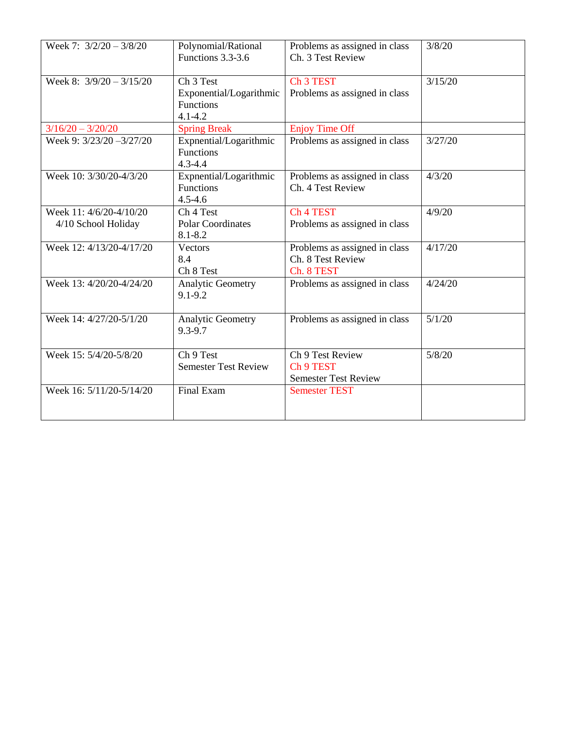| | | | |
|---|---|---|---|
| Week 7: 3/2/20 – 3/8/20 | Polynomial/Rational Functions 3.3-3.6 | Problems as assigned in class<br>Ch. 3 Test Review | 3/8/20 |
| Week 8: 3/9/20 – 3/15/20 | Ch 3 Test<br>Exponential/Logarithmic Functions<br>4.1-4.2 | Ch 3 TEST<br>Problems as assigned in class | 3/15/20 |
| 3/16/20 – 3/20/20 | Spring Break | Enjoy Time Off | |
| Week 9: 3/23/20 –3/27/20 | Expnential/Logarithmic Functions<br>4.3-4.4 | Problems as assigned in class | 3/27/20 |
| Week 10: 3/30/20-4/3/20 | Expnential/Logarithmic Functions<br>4.5-4.6 | Problems as assigned in class<br>Ch. 4 Test Review | 4/3/20 |
| Week 11: 4/6/20-4/10/20<br>4/10 School Holiday | Ch 4 Test<br>Polar Coordinates<br>8.1-8.2 | Ch 4 TEST<br>Problems as assigned in class | 4/9/20 |
| Week 12: 4/13/20-4/17/20 | Vectors<br>8.4<br>Ch 8 Test | Problems as assigned in class<br>Ch. 8 Test Review<br>Ch. 8 TEST | 4/17/20 |
| Week 13: 4/20/20-4/24/20 | Analytic Geometry<br>9.1-9.2 | Problems as assigned in class | 4/24/20 |
| Week 14: 4/27/20-5/1/20 | Analytic Geometry<br>9.3-9.7 | Problems as assigned in class | 5/1/20 |
| Week 15: 5/4/20-5/8/20 | Ch 9 Test<br>Semester Test Review | Ch 9 Test Review<br>Ch 9 TEST<br>Semester Test Review | 5/8/20 |
| Week 16: 5/11/20-5/14/20 | Final Exam | Semester TEST | |